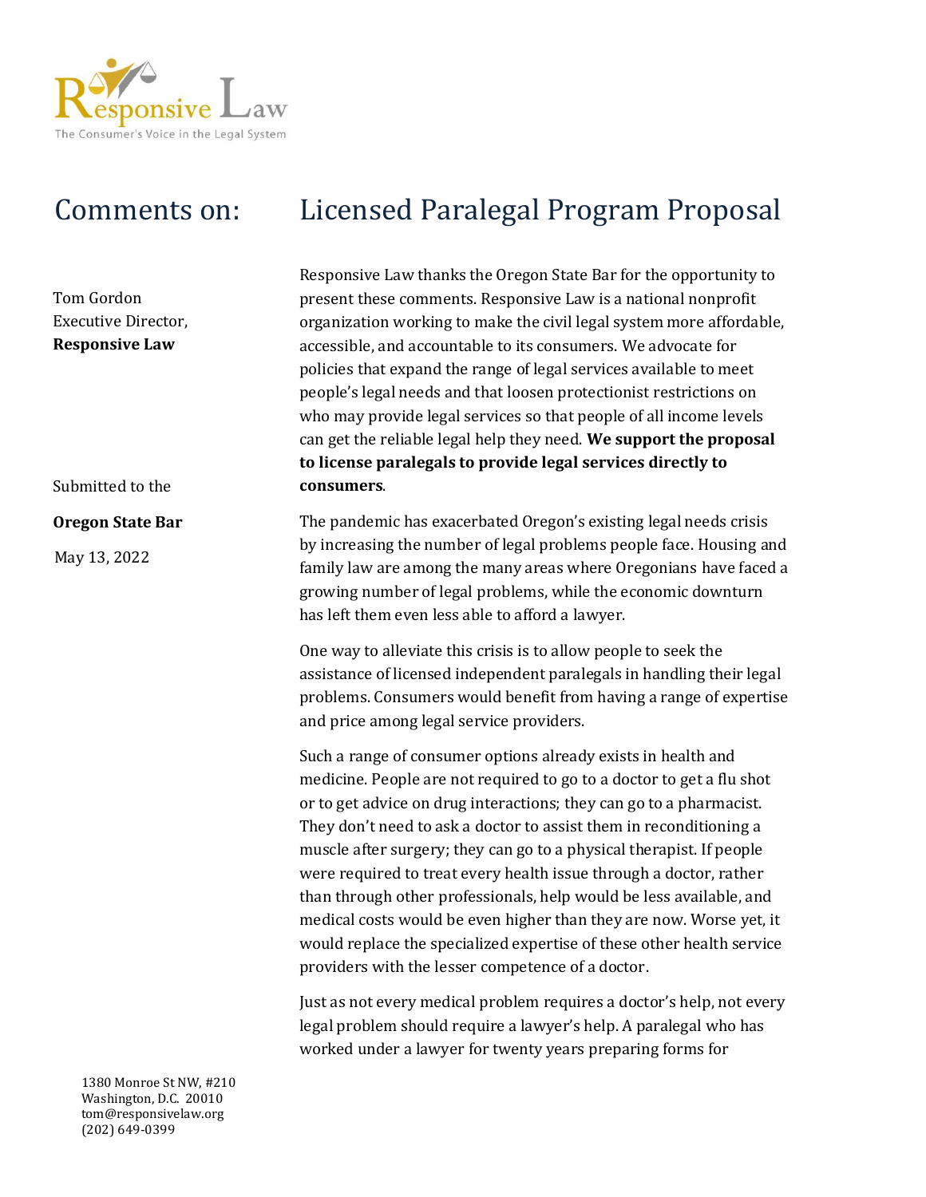Responsive Law

The Consumer's Voice in the Legal System

# Comments on: Licensed Paralegal Program Proposal

Tom Gordon
Executive Director,
**Responsive Law**

Submitted to the

**Oregon State Bar**

May 13, 2022

Responsive Law thanks the Oregon State Bar for the opportunity to present these comments. Responsive Law is a national nonprofit organization working to make the civil legal system more affordable, accessible, and accountable to its consumers. We advocate for policies that expand the range of legal services available to meet people's legal needs and that loosen protectionist restrictions on who may provide legal services so that people of all income levels can get the reliable legal help they need. **We support the proposal to license paralegals to provide legal services directly to consumers**.

The pandemic has exacerbated Oregon's existing legal needs crisis by increasing the number of legal problems people face. Housing and family law are among the many areas where Oregonians have faced a growing number of legal problems, while the economic downturn has left them even less able to afford a lawyer.

One way to alleviate this crisis is to allow people to seek the assistance of licensed independent paralegals in handling their legal problems. Consumers would benefit from having a range of expertise and price among legal service providers.

Such a range of consumer options already exists in health and medicine. People are not required to go to a doctor to get a flu shot or to get advice on drug interactions; they can go to a pharmacist. They don't need to ask a doctor to assist them in reconditioning a muscle after surgery; they can go to a physical therapist. If people were required to treat every health issue through a doctor, rather than through other professionals, help would be less available, and medical costs would be even higher than they are now. Worse yet, it would replace the specialized expertise of these other health service providers with the lesser competence of a doctor.

Just as not every medical problem requires a doctor's help, not every legal problem should require a lawyer's help. A paralegal who has worked under a lawyer for twenty years preparing forms for

1380 Monroe St NW, #210
Washington, D.C. 20010
tom@responsivelaw.org
(202) 649-0399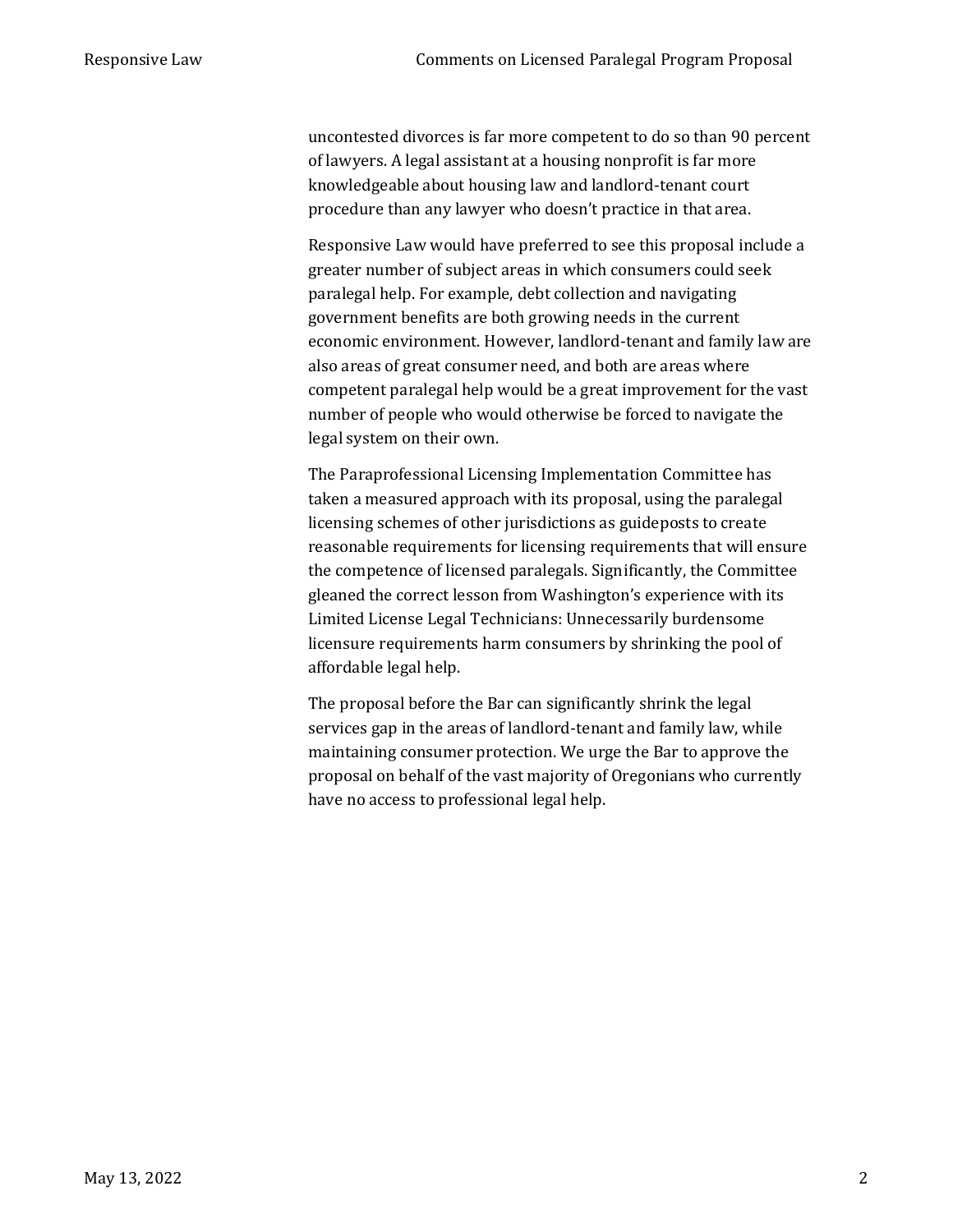uncontested divorces is far more competent to do so than 90 percent of lawyers. A legal assistant at a housing nonprofit is far more knowledgeable about housing law and landlord-tenant court procedure than any lawyer who doesn't practice in that area.

Responsive Law would have preferred to see this proposal include a greater number of subject areas in which consumers could seek paralegal help. For example, debt collection and navigating government benefits are both growing needs in the current economic environment. However, landlord-tenant and family law are also areas of great consumer need, and both are areas where competent paralegal help would be a great improvement for the vast number of people who would otherwise be forced to navigate the legal system on their own.

The Paraprofessional Licensing Implementation Committee has taken a measured approach with its proposal, using the paralegal licensing schemes of other jurisdictions as guideposts to create reasonable requirements for licensing requirements that will ensure the competence of licensed paralegals. Significantly, the Committee gleaned the correct lesson from Washington's experience with its Limited License Legal Technicians: Unnecessarily burdensome licensure requirements harm consumers by shrinking the pool of affordable legal help.

The proposal before the Bar can significantly shrink the legal services gap in the areas of landlord-tenant and family law, while maintaining consumer protection. We urge the Bar to approve the proposal on behalf of the vast majority of Oregonians who currently have no access to professional legal help.